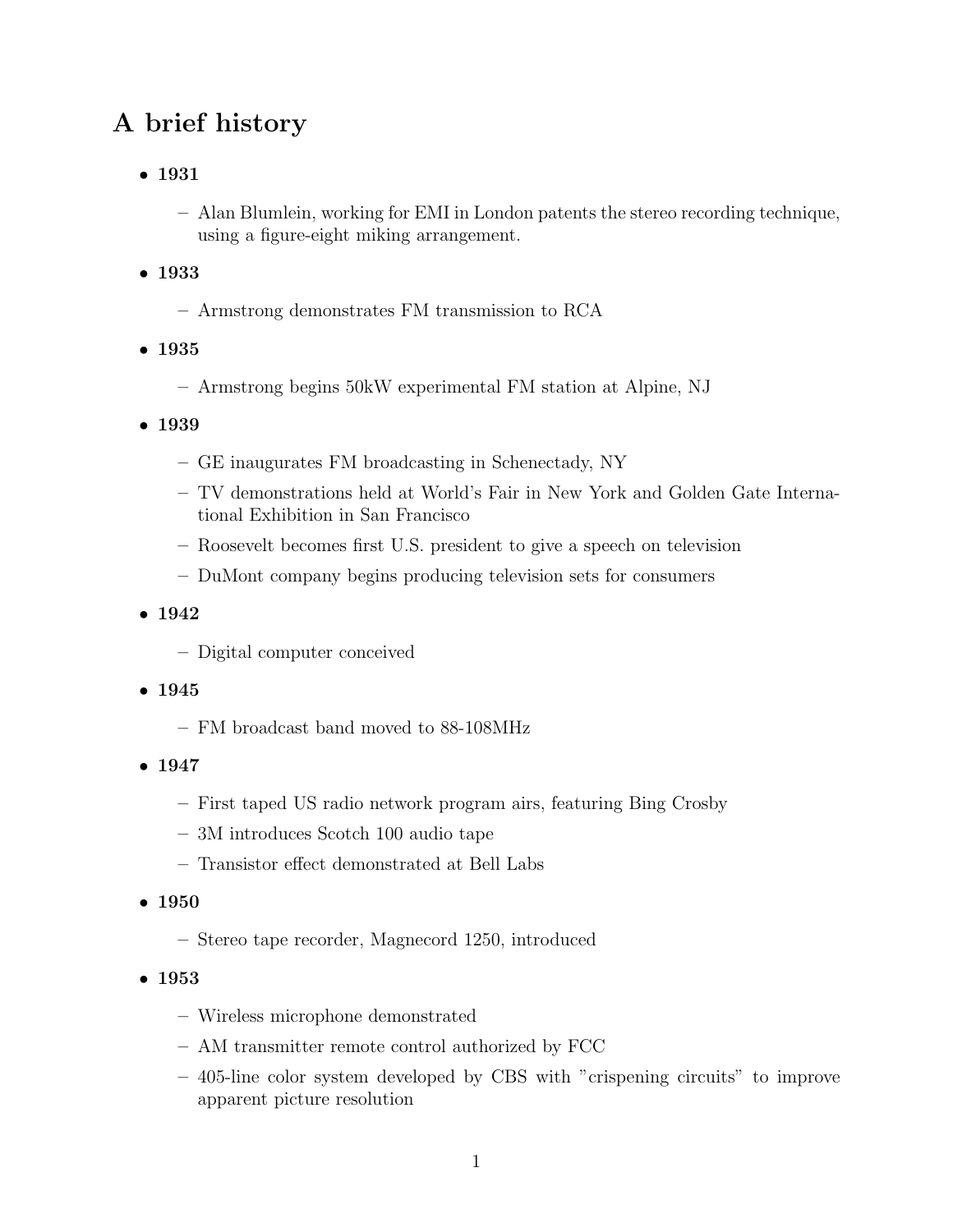## A brief history

- **1931**
  - Alan Blumlein, working for EMI in London patents the stereo recording technique, using a figure-eight miking arrangement.
- **1933**
  - Armstrong demonstrates FM transmission to RCA
- **1935**
  - Armstrong begins 50kW experimental FM station at Alpine, NJ
- **1939**
  - GE inaugurates FM broadcasting in Schenectady, NY
  - TV demonstrations held at World's Fair in New York and Golden Gate International Exhibition in San Francisco
  - Roosevelt becomes first U.S. president to give a speech on television
  - DuMont company begins producing television sets for consumers
- **1942**
  - Digital computer conceived
- **1945**
  - FM broadcast band moved to 88-108MHz
- **1947**
  - First taped US radio network program airs, featuring Bing Crosby
  - 3M introduces Scotch 100 audio tape
  - Transistor effect demonstrated at Bell Labs
- **1950**
  - Stereo tape recorder, Magnecord 1250, introduced
- **1953**
  - Wireless microphone demonstrated
  - AM transmitter remote control authorized by FCC
  - 405-line color system developed by CBS with "crispening circuits" to improve apparent picture resolution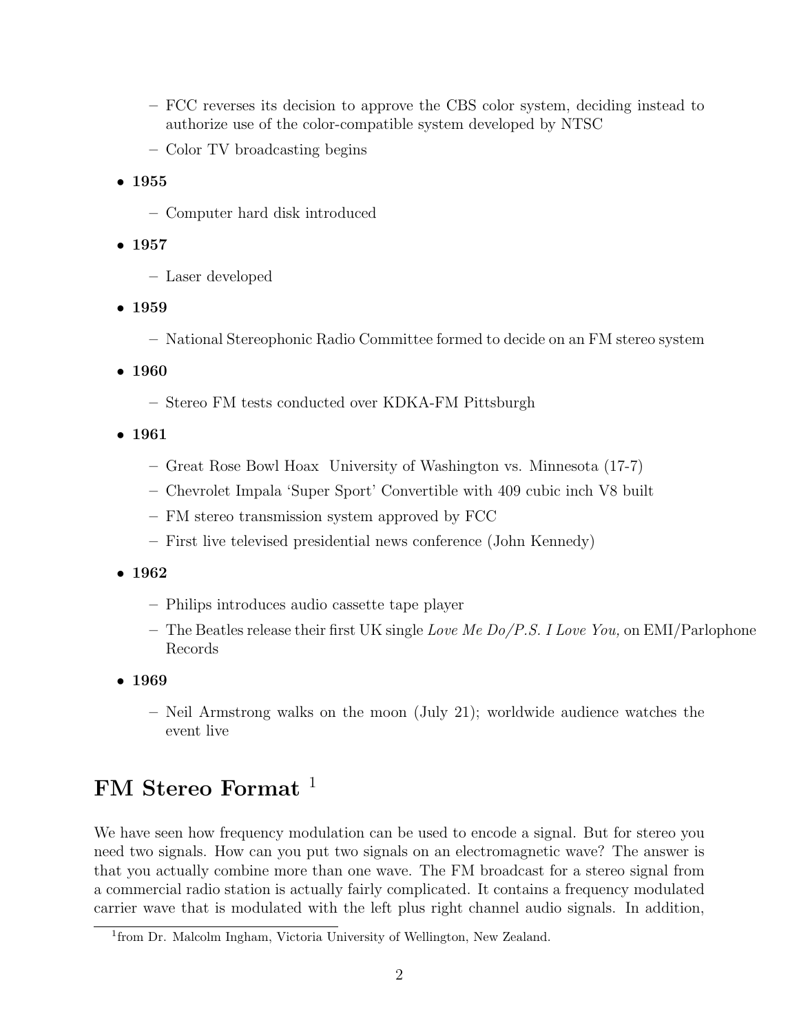- FCC reverses its decision to approve the CBS color system, deciding instead to authorize use of the color-compatible system developed by NTSC
  - Color TV broadcasting begins

- **1955**
  - Computer hard disk introduced

- **1957**
  - Laser developed

- **1959**
  - National Stereophonic Radio Committee formed to decide on an FM stereo system

- **1960**
  - Stereo FM tests conducted over KDKA-FM Pittsburgh

- **1961**
  - Great Rose Bowl Hoax University of Washington vs. Minnesota (17-7)
  - Chevrolet Impala 'Super Sport' Convertible with 409 cubic inch V8 built
  - FM stereo transmission system approved by FCC
  - First live televised presidential news conference (John Kennedy)

- **1962**
  - Philips introduces audio cassette tape player
  - The Beatles release their first UK single *Love Me Do/P.S. I Love You,* on EMI/Parlophone Records

- **1969**
  - Neil Armstrong walks on the moon (July 21); worldwide audience watches the event live

## FM Stereo Format [1]

We have seen how frequency modulation can be used to encode a signal. But for stereo you need two signals. How can you put two signals on an electromagnetic wave? The answer is that you actually combine more than one wave. The FM broadcast for a stereo signal from a commercial radio station is actually fairly complicated. It contains a frequency modulated carrier wave that is modulated with the left plus right channel audio signals. In addition,

[1] from Dr. Malcolm Ingham, Victoria University of Wellington, New Zealand.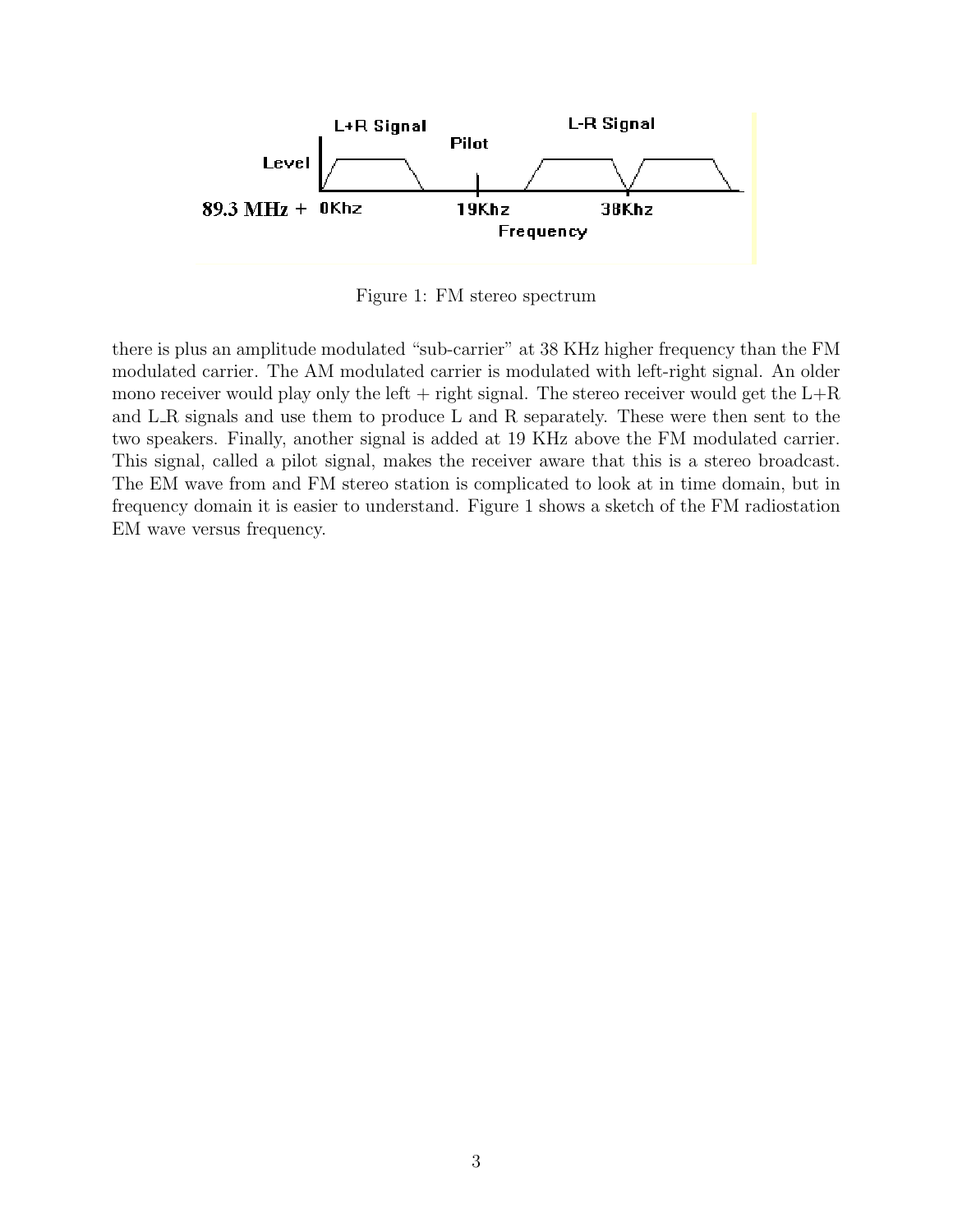L+R Signal

Pilot

L-R Signal

Level

89.3 MHz + 0Khz

19Khz

38Khz

Frequency

Figure 1: FM stereo spectrum

there is plus an amplitude modulated "sub-carrier" at 38 KHz higher frequency than the FM modulated carrier. The AM modulated carrier is modulated with left-right signal. An older mono receiver would play only the left + right signal. The stereo receiver would get the L+R and L_R signals and use them to produce L and R separately. These were then sent to the two speakers. Finally, another signal is added at 19 KHz above the FM modulated carrier. This signal, called a pilot signal, makes the receiver aware that this is a stereo broadcast. The EM wave from and FM stereo station is complicated to look at in time domain, but in frequency domain it is easier to understand. Figure 1 shows a sketch of the FM radiostation EM wave versus frequency.